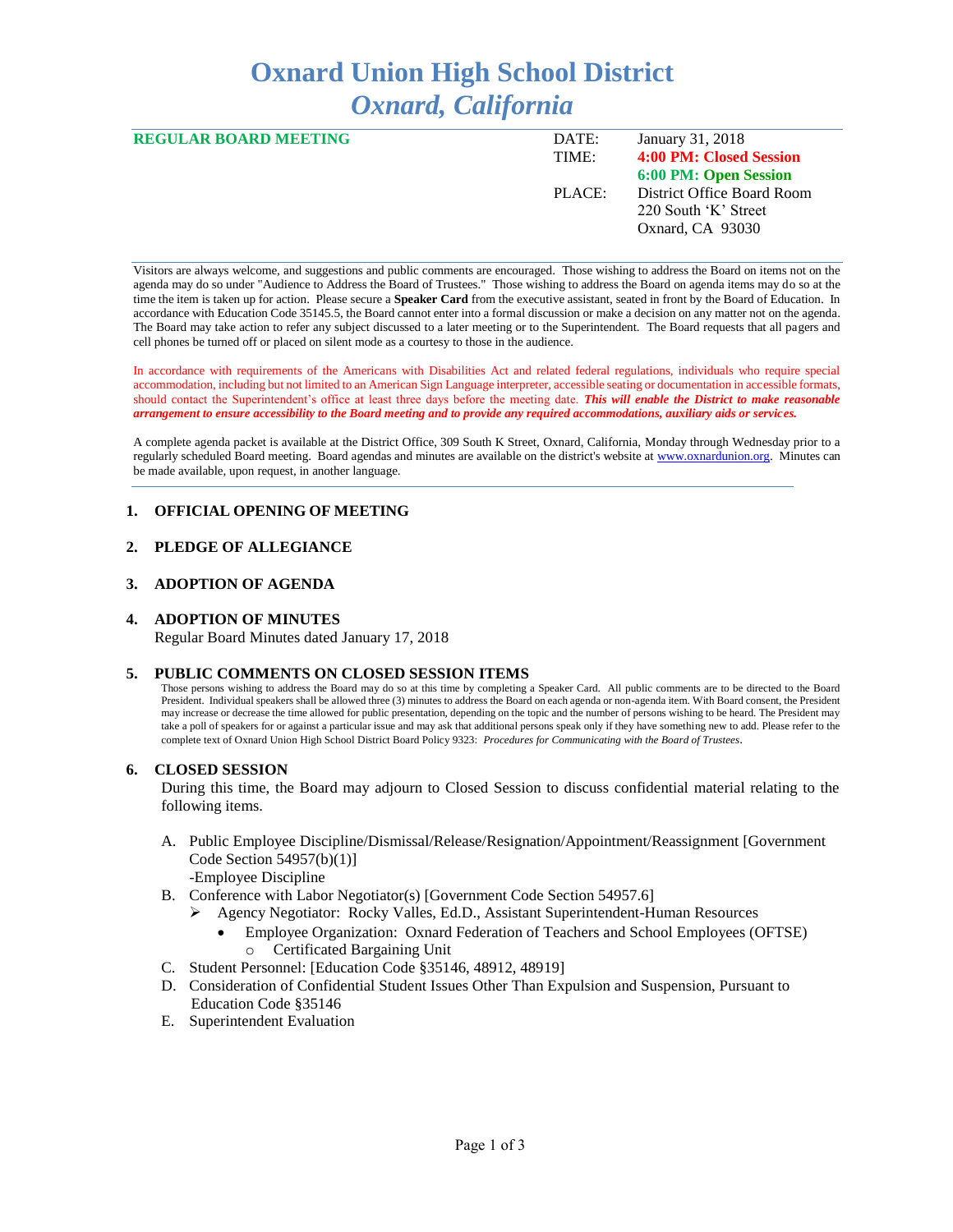# Oxnard Union High School District
## *Oxnard, California*

**REGULAR BOARD MEETING**

| | |
|---|---|
| DATE: | January 31, 2018 |
| TIME: | **4:00 PM: Closed Session** |
| | **6:00 PM: Open Session** |
| PLACE: | District Office Board Room |
| | 220 South 'K' Street |
| | Oxnard, CA 93030 |

Visitors are always welcome, and suggestions and public comments are encouraged. Those wishing to address the Board on items not on the agenda may do so under "Audience to Address the Board of Trustees." Those wishing to address the Board on agenda items may do so at the time the item is taken up for action. Please secure a **Speaker Card** from the executive assistant, seated in front by the Board of Education. In accordance with Education Code 35145.5, the Board cannot enter into a formal discussion or make a decision on any matter not on the agenda. The Board may take action to refer any subject discussed to a later meeting or to the Superintendent. The Board requests that all pagers and cell phones be turned off or placed on silent mode as a courtesy to those in the audience.

In accordance with requirements of the Americans with Disabilities Act and related federal regulations, individuals who require special accommodation, including but not limited to an American Sign Language interpreter, accessible seating or documentation in accessible formats, should contact the Superintendent's office at least three days before the meeting date. ***This will enable the District to make reasonable arrangement to ensure accessibility to the Board meeting and to provide any required accommodations, auxiliary aids or services.***

A complete agenda packet is available at the District Office, 309 South K Street, Oxnard, California, Monday through Wednesday prior to a regularly scheduled Board meeting. Board agendas and minutes are available on the district's website at www.oxnardunion.org. Minutes can be made available, upon request, in another language.

1. **OFFICIAL OPENING OF MEETING**

2. **PLEDGE OF ALLEGIANCE**

3. **ADOPTION OF AGENDA**

4. **ADOPTION OF MINUTES**
   Regular Board Minutes dated January 17, 2018

5. **PUBLIC COMMENTS ON CLOSED SESSION ITEMS**
   Those persons wishing to address the Board may do so at this time by completing a Speaker Card. All public comments are to be directed to the Board President. Individual speakers shall be allowed three (3) minutes to address the Board on each agenda or non-agenda item. With Board consent, the President may increase or decrease the time allowed for public presentation, depending on the topic and the number of persons wishing to be heard. The President may take a poll of speakers for or against a particular issue and may ask that additional persons speak only if they have something new to add. Please refer to the complete text of Oxnard Union High School District Board Policy 9323: *Procedures for Communicating with the Board of Trustees*.

6. **CLOSED SESSION**
   During this time, the Board may adjourn to Closed Session to discuss confidential material relating to the following items.

   A. Public Employee Discipline/Dismissal/Release/Resignation/Appointment/Reassignment [Government Code Section 54957(b)(1)]
      -Employee Discipline
   B. Conference with Labor Negotiator(s) [Government Code Section 54957.6]
      - Agency Negotiator: Rocky Valles, Ed.D., Assistant Superintendent-Human Resources
        - Employee Organization: Oxnard Federation of Teachers and School Employees (OFTSE)
          - Certificated Bargaining Unit
   C. Student Personnel: [Education Code §35146, 48912, 48919]
   D. Consideration of Confidential Student Issues Other Than Expulsion and Suspension, Pursuant to Education Code §35146
   E. Superintendent Evaluation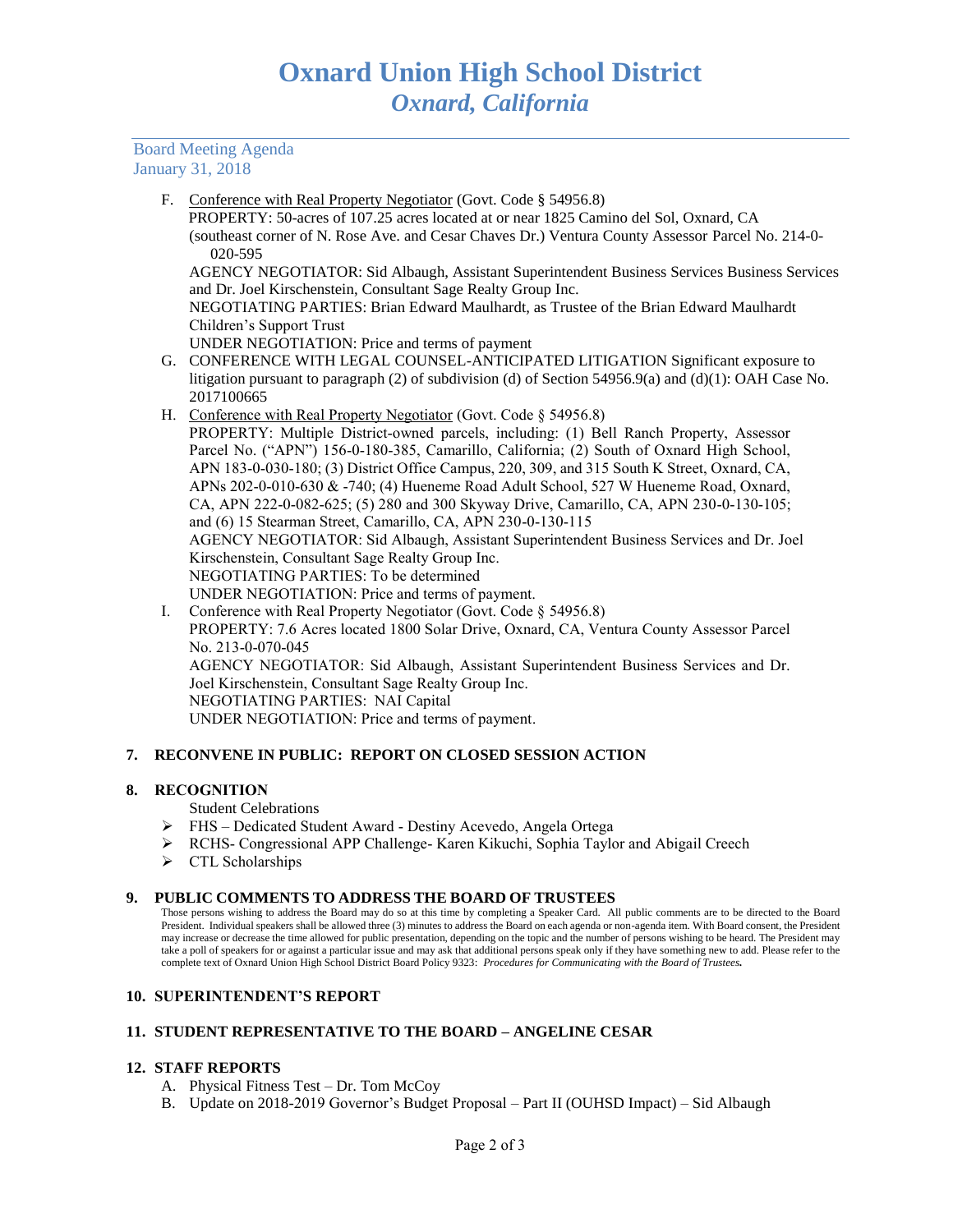Board Meeting Agenda
January 31, 2018

F. Conference with Real Property Negotiator (Govt. Code § 54956.8)
   PROPERTY: 50-acres of 107.25 acres located at or near 1825 Camino del Sol, Oxnard, CA (southeast corner of N. Rose Ave. and Cesar Chaves Dr.) Ventura County Assessor Parcel No. 214-0-020-595
   AGENCY NEGOTIATOR: Sid Albaugh, Assistant Superintendent Business Services Business Services and Dr. Joel Kirschenstein, Consultant Sage Realty Group Inc.
   NEGOTIATING PARTIES: Brian Edward Maulhardt, as Trustee of the Brian Edward Maulhardt Children's Support Trust
   UNDER NEGOTIATION: Price and terms of payment

G. CONFERENCE WITH LEGAL COUNSEL-ANTICIPATED LITIGATION Significant exposure to litigation pursuant to paragraph (2) of subdivision (d) of Section 54956.9(a) and (d)(1): OAH Case No. 2017100665

H. Conference with Real Property Negotiator (Govt. Code § 54956.8)
   PROPERTY: Multiple District-owned parcels, including: (1) Bell Ranch Property, Assessor Parcel No. ("APN") 156-0-180-385, Camarillo, California; (2) South of Oxnard High School, APN 183-0-030-180; (3) District Office Campus, 220, 309, and 315 South K Street, Oxnard, CA, APNs 202-0-010-630 & -740; (4) Hueneme Road Adult School, 527 W Hueneme Road, Oxnard, CA, APN 222-0-082-625; (5) 280 and 300 Skyway Drive, Camarillo, CA, APN 230-0-130-105; and (6) 15 Stearman Street, Camarillo, CA, APN 230-0-130-115
   AGENCY NEGOTIATOR: Sid Albaugh, Assistant Superintendent Business Services and Dr. Joel Kirschenstein, Consultant Sage Realty Group Inc.
   NEGOTIATING PARTIES: To be determined
   UNDER NEGOTIATION: Price and terms of payment.

I. Conference with Real Property Negotiator (Govt. Code § 54956.8)
   PROPERTY: 7.6 Acres located 1800 Solar Drive, Oxnard, CA, Ventura County Assessor Parcel No. 213-0-070-045
   AGENCY NEGOTIATOR: Sid Albaugh, Assistant Superintendent Business Services and Dr. Joel Kirschenstein, Consultant Sage Realty Group Inc.
   NEGOTIATING PARTIES: NAI Capital
   UNDER NEGOTIATION: Price and terms of payment.

## 7. RECONVENE IN PUBLIC: REPORT ON CLOSED SESSION ACTION

## 8. RECOGNITION

Student Celebrations

- FHS – Dedicated Student Award - Destiny Acevedo, Angela Ortega
- RCHS- Congressional APP Challenge- Karen Kikuchi, Sophia Taylor and Abigail Creech
- CTL Scholarships

## 9. PUBLIC COMMENTS TO ADDRESS THE BOARD OF TRUSTEES

Those persons wishing to address the Board may do so at this time by completing a Speaker Card. All public comments are to be directed to the Board President. Individual speakers shall be allowed three (3) minutes to address the Board on each agenda or non-agenda item. With Board consent, the President may increase or decrease the time allowed for public presentation, depending on the topic and the number of persons wishing to be heard. The President may take a poll of speakers for or against a particular issue and may ask that additional persons speak only if they have something new to add. Please refer to the complete text of Oxnard Union High School District Board Policy 9323: *Procedures for Communicating with the Board of Trustees.*

## 10. SUPERINTENDENT'S REPORT

## 11. STUDENT REPRESENTATIVE TO THE BOARD – ANGELINE CESAR

## 12. STAFF REPORTS

A. Physical Fitness Test – Dr. Tom McCoy
B. Update on 2018-2019 Governor's Budget Proposal – Part II (OUHSD Impact) – Sid Albaugh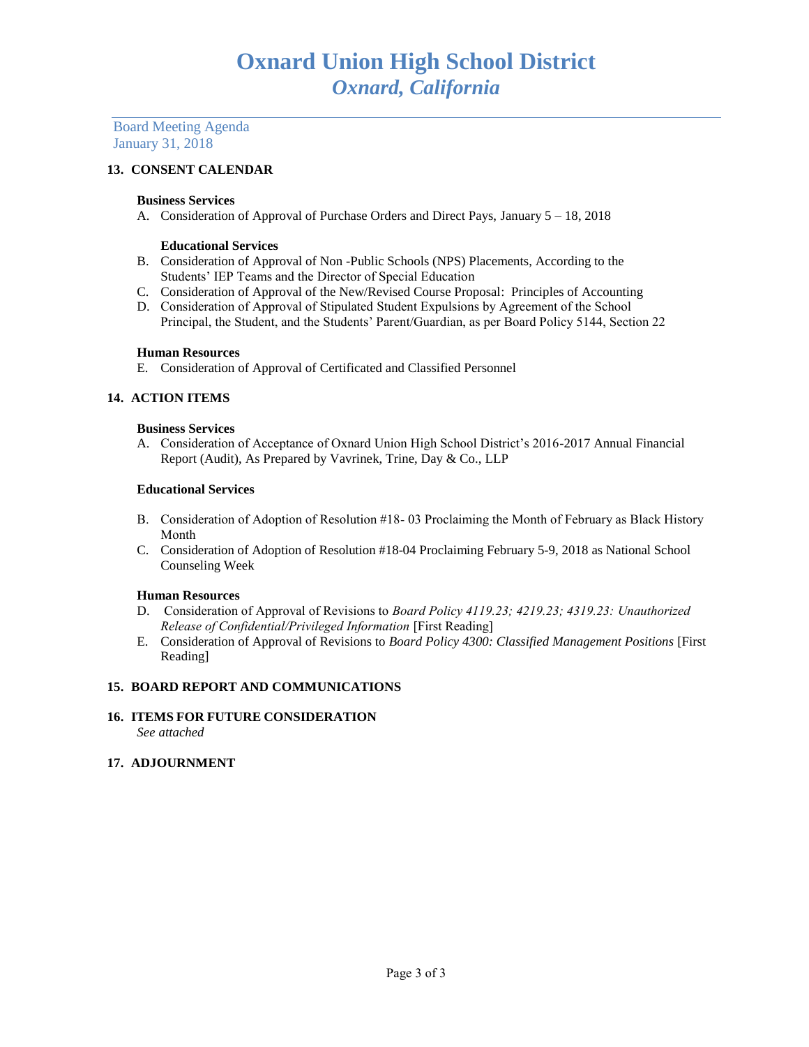# Oxnard Union High School District
## *Oxnard, California*

Board Meeting Agenda
January 31, 2018

### 13. CONSENT CALENDAR

**Business Services**

A. Consideration of Approval of Purchase Orders and Direct Pays, January 5 – 18, 2018

**Educational Services**

B. Consideration of Approval of Non -Public Schools (NPS) Placements, According to the Students' IEP Teams and the Director of Special Education
C. Consideration of Approval of the New/Revised Course Proposal: Principles of Accounting
D. Consideration of Approval of Stipulated Student Expulsions by Agreement of the School Principal, the Student, and the Students' Parent/Guardian, as per Board Policy 5144, Section 22

**Human Resources**

E. Consideration of Approval of Certificated and Classified Personnel

### 14. ACTION ITEMS

**Business Services**

A. Consideration of Acceptance of Oxnard Union High School District's 2016-2017 Annual Financial Report (Audit), As Prepared by Vavrinek, Trine, Day & Co., LLP

**Educational Services**

B. Consideration of Adoption of Resolution #18- 03 Proclaiming the Month of February as Black History Month
C. Consideration of Adoption of Resolution #18-04 Proclaiming February 5-9, 2018 as National School Counseling Week

**Human Resources**

D. Consideration of Approval of Revisions to *Board Policy 4119.23; 4219.23; 4319.23: Unauthorized Release of Confidential/Privileged Information* [First Reading]
E. Consideration of Approval of Revisions to *Board Policy 4300: Classified Management Positions* [First Reading]

### 15. BOARD REPORT AND COMMUNICATIONS

### 16. ITEMS FOR FUTURE CONSIDERATION

*See attached*

### 17. ADJOURNMENT